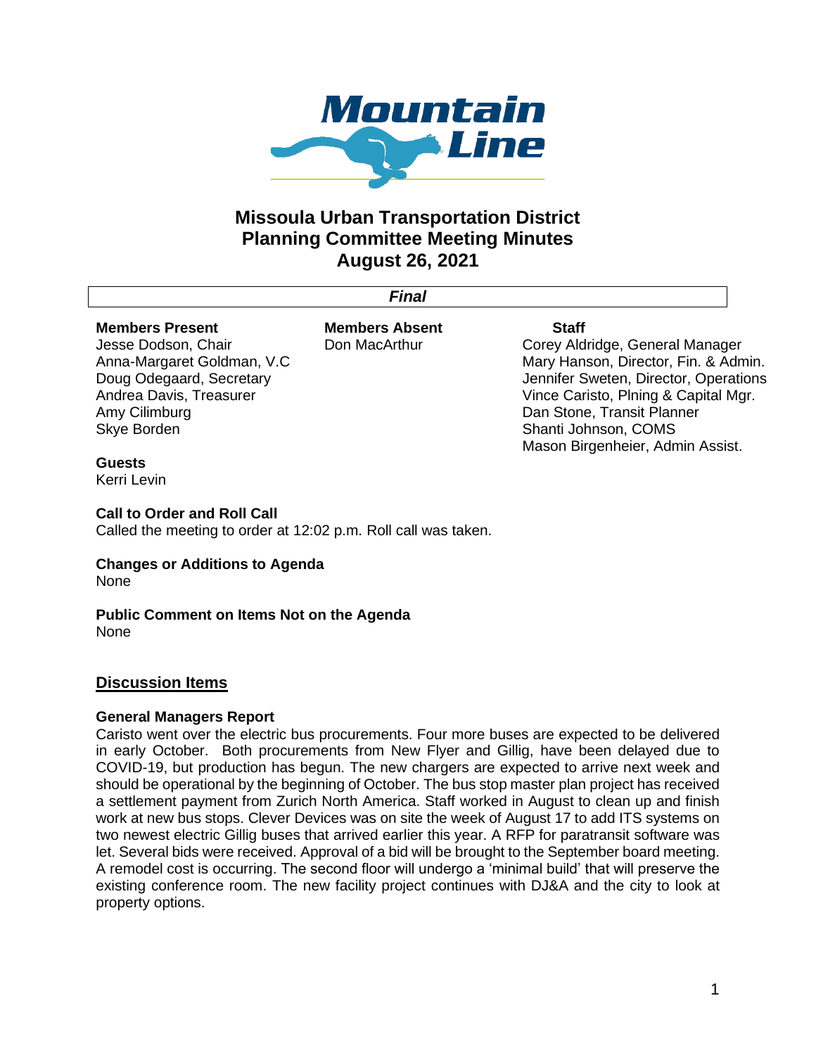# Missoula Urban Transportation District
# Planning Committee Meeting Minutes
# August 26, 2021

***Final***

**Members Present**
Jesse Dodson, Chair
Anna-Margaret Goldman, V.C
Doug Odegaard, Secretary
Andrea Davis, Treasurer
Amy Cilimburg
Skye Borden

**Members Absent**
Don MacArthur

**Staff**
Corey Aldridge, General Manager
Mary Hanson, Director, Fin. & Admin.
Jennifer Sweten, Director, Operations
Vince Caristo, Plning & Capital Mgr.
Dan Stone, Transit Planner
Shanti Johnson, COMS
Mason Birgenheier, Admin Assist.

**Guests**
Kerri Levin

**Call to Order and Roll Call**
Called the meeting to order at 12:02 p.m. Roll call was taken.

**Changes or Additions to Agenda**
None

**Public Comment on Items Not on the Agenda**
None

## Discussion Items

**General Managers Report**
Caristo went over the electric bus procurements. Four more buses are expected to be delivered in early October. Both procurements from New Flyer and Gillig, have been delayed due to COVID-19, but production has begun. The new chargers are expected to arrive next week and should be operational by the beginning of October. The bus stop master plan project has received a settlement payment from Zurich North America. Staff worked in August to clean up and finish work at new bus stops. Clever Devices was on site the week of August 17 to add ITS systems on two newest electric Gillig buses that arrived earlier this year. A RFP for paratransit software was let. Several bids were received. Approval of a bid will be brought to the September board meeting. A remodel cost is occurring. The second floor will undergo a 'minimal build' that will preserve the existing conference room. The new facility project continues with DJ&A and the city to look at property options.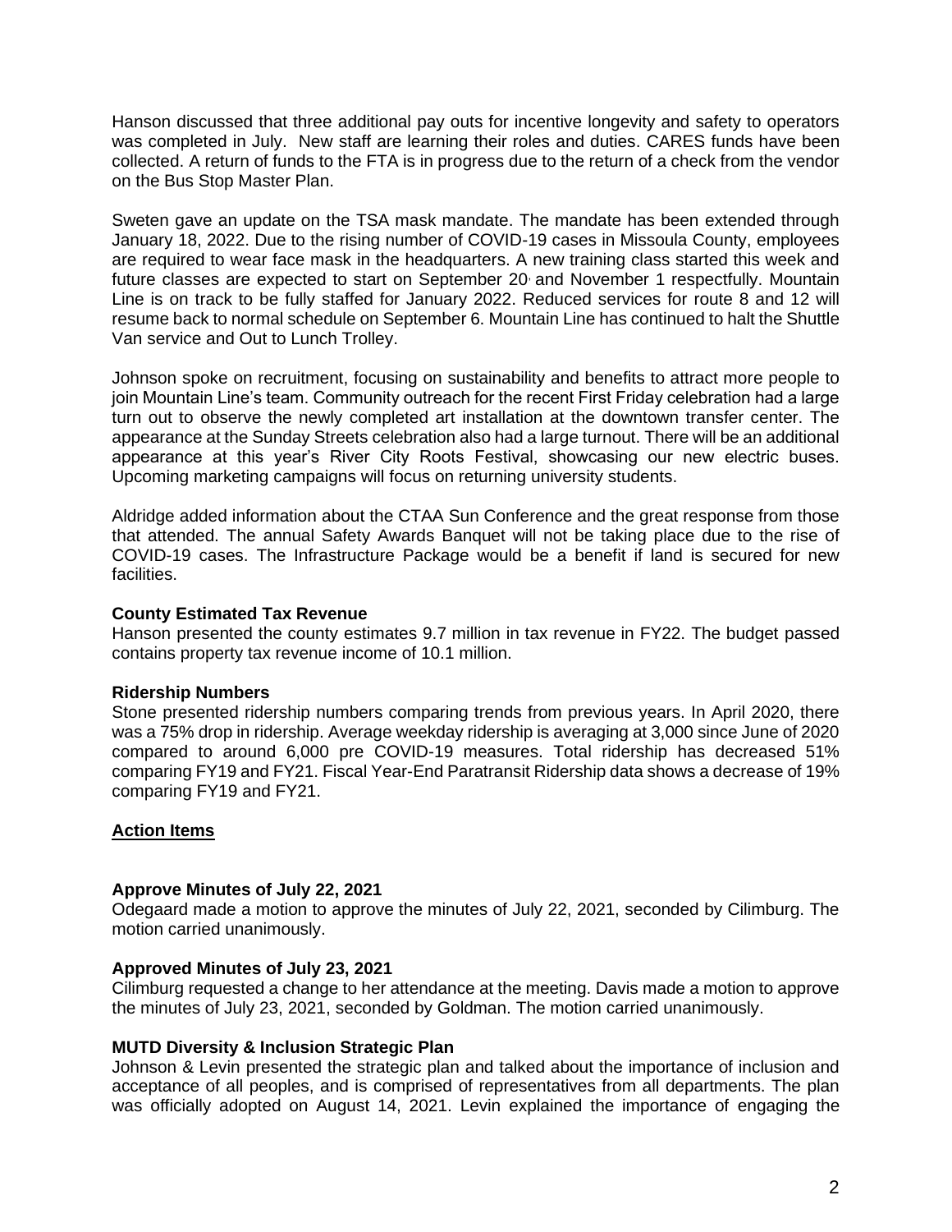Hanson discussed that three additional pay outs for incentive longevity and safety to operators was completed in July. New staff are learning their roles and duties. CARES funds have been collected. A return of funds to the FTA is in progress due to the return of a check from the vendor on the Bus Stop Master Plan.

Sweten gave an update on the TSA mask mandate. The mandate has been extended through January 18, 2022. Due to the rising number of COVID-19 cases in Missoula County, employees are required to wear face mask in the headquarters. A new training class started this week and future classes are expected to start on September 20, and November 1 respectfully. Mountain Line is on track to be fully staffed for January 2022. Reduced services for route 8 and 12 will resume back to normal schedule on September 6. Mountain Line has continued to halt the Shuttle Van service and Out to Lunch Trolley.

Johnson spoke on recruitment, focusing on sustainability and benefits to attract more people to join Mountain Line's team. Community outreach for the recent First Friday celebration had a large turn out to observe the newly completed art installation at the downtown transfer center. The appearance at the Sunday Streets celebration also had a large turnout. There will be an additional appearance at this year's River City Roots Festival, showcasing our new electric buses. Upcoming marketing campaigns will focus on returning university students.

Aldridge added information about the CTAA Sun Conference and the great response from those that attended. The annual Safety Awards Banquet will not be taking place due to the rise of COVID-19 cases. The Infrastructure Package would be a benefit if land is secured for new facilities.

**County Estimated Tax Revenue**
Hanson presented the county estimates 9.7 million in tax revenue in FY22. The budget passed contains property tax revenue income of 10.1 million.

**Ridership Numbers**
Stone presented ridership numbers comparing trends from previous years. In April 2020, there was a 75% drop in ridership. Average weekday ridership is averaging at 3,000 since June of 2020 compared to around 6,000 pre COVID-19 measures. Total ridership has decreased 51% comparing FY19 and FY21. Fiscal Year-End Paratransit Ridership data shows a decrease of 19% comparing FY19 and FY21.

## Action Items

**Approve Minutes of July 22, 2021**
Odegaard made a motion to approve the minutes of July 22, 2021, seconded by Cilimburg. The motion carried unanimously.

**Approved Minutes of July 23, 2021**
Cilimburg requested a change to her attendance at the meeting. Davis made a motion to approve the minutes of July 23, 2021, seconded by Goldman. The motion carried unanimously.

**MUTD Diversity & Inclusion Strategic Plan**
Johnson & Levin presented the strategic plan and talked about the importance of inclusion and acceptance of all peoples, and is comprised of representatives from all departments. The plan was officially adopted on August 14, 2021. Levin explained the importance of engaging the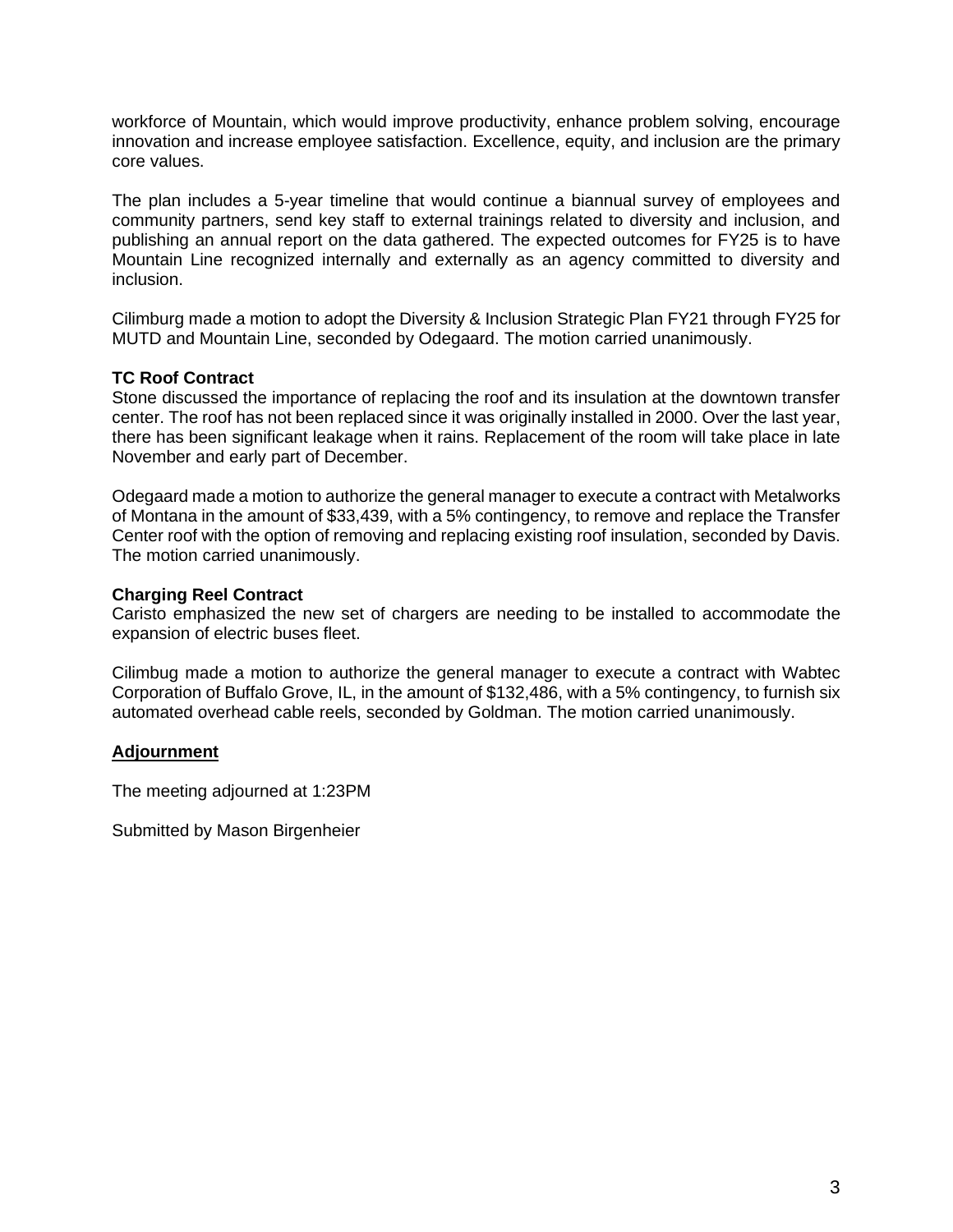workforce of Mountain, which would improve productivity, enhance problem solving, encourage innovation and increase employee satisfaction. Excellence, equity, and inclusion are the primary core values.

The plan includes a 5-year timeline that would continue a biannual survey of employees and community partners, send key staff to external trainings related to diversity and inclusion, and publishing an annual report on the data gathered. The expected outcomes for FY25 is to have Mountain Line recognized internally and externally as an agency committed to diversity and inclusion.

Cilimburg made a motion to adopt the Diversity & Inclusion Strategic Plan FY21 through FY25 for MUTD and Mountain Line, seconded by Odegaard. The motion carried unanimously.

**TC Roof Contract**

Stone discussed the importance of replacing the roof and its insulation at the downtown transfer center. The roof has not been replaced since it was originally installed in 2000. Over the last year, there has been significant leakage when it rains. Replacement of the room will take place in late November and early part of December.

Odegaard made a motion to authorize the general manager to execute a contract with Metalworks of Montana in the amount of $33,439, with a 5% contingency, to remove and replace the Transfer Center roof with the option of removing and replacing existing roof insulation, seconded by Davis. The motion carried unanimously.

**Charging Reel Contract**

Caristo emphasized the new set of chargers are needing to be installed to accommodate the expansion of electric buses fleet.

Cilimbug made a motion to authorize the general manager to execute a contract with Wabtec Corporation of Buffalo Grove, IL, in the amount of $132,486, with a 5% contingency, to furnish six automated overhead cable reels, seconded by Goldman. The motion carried unanimously.

## Adjournment

The meeting adjourned at 1:23PM

Submitted by Mason Birgenheier